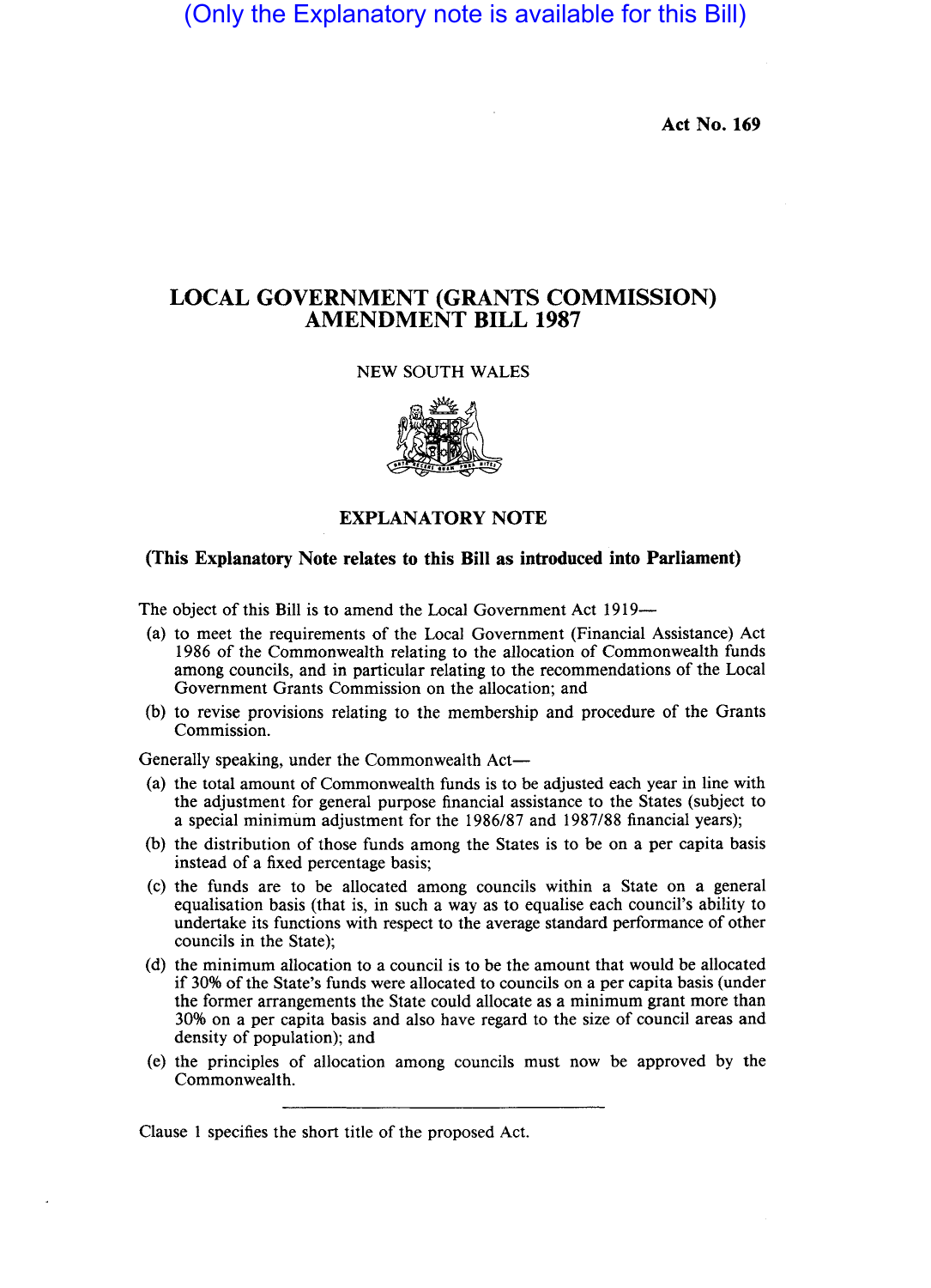(Only the Explanatory note is available for this Bill)

Act No. 169

# LOCAL GOVERNMENT (GRANTS COMMISSION) AMENDMENT BILL 1987

NEW SOUTH WALES

## EXPLANATORY NOTE

**(This Explanatory Note relates to this Bill as introduced into Parliament)**

The object of this Bill is to amend the Local Government Act 1919—

(a) to meet the requirements of the Local Government (Financial Assistance) Act 1986 of the Commonwealth relating to the allocation of Commonwealth funds among councils, and in particular relating to the recommendations of the Local Government Grants Commission on the allocation; and

(b) to revise provisions relating to the membership and procedure of the Grants Commission.

Generally speaking, under the Commonwealth Act—

(a) the total amount of Commonwealth funds is to be adjusted each year in line with the adjustment for general purpose financial assistance to the States (subject to a special minimum adjustment for the 1986/87 and 1987/88 financial years);

(b) the distribution of those funds among the States is to be on a per capita basis instead of a fixed percentage basis;

(c) the funds are to be allocated among councils within a State on a general equalisation basis (that is, in such a way as to equalise each council's ability to undertake its functions with respect to the average standard performance of other councils in the State);

(d) the minimum allocation to a council is to be the amount that would be allocated if 30% of the State's funds were allocated to councils on a per capita basis (under the former arrangements the State could allocate as a minimum grant more than 30% on a per capita basis and also have regard to the size of council areas and density of population); and

(e) the principles of allocation among councils must now be approved by the Commonwealth.

---

Clause 1 specifies the short title of the proposed Act.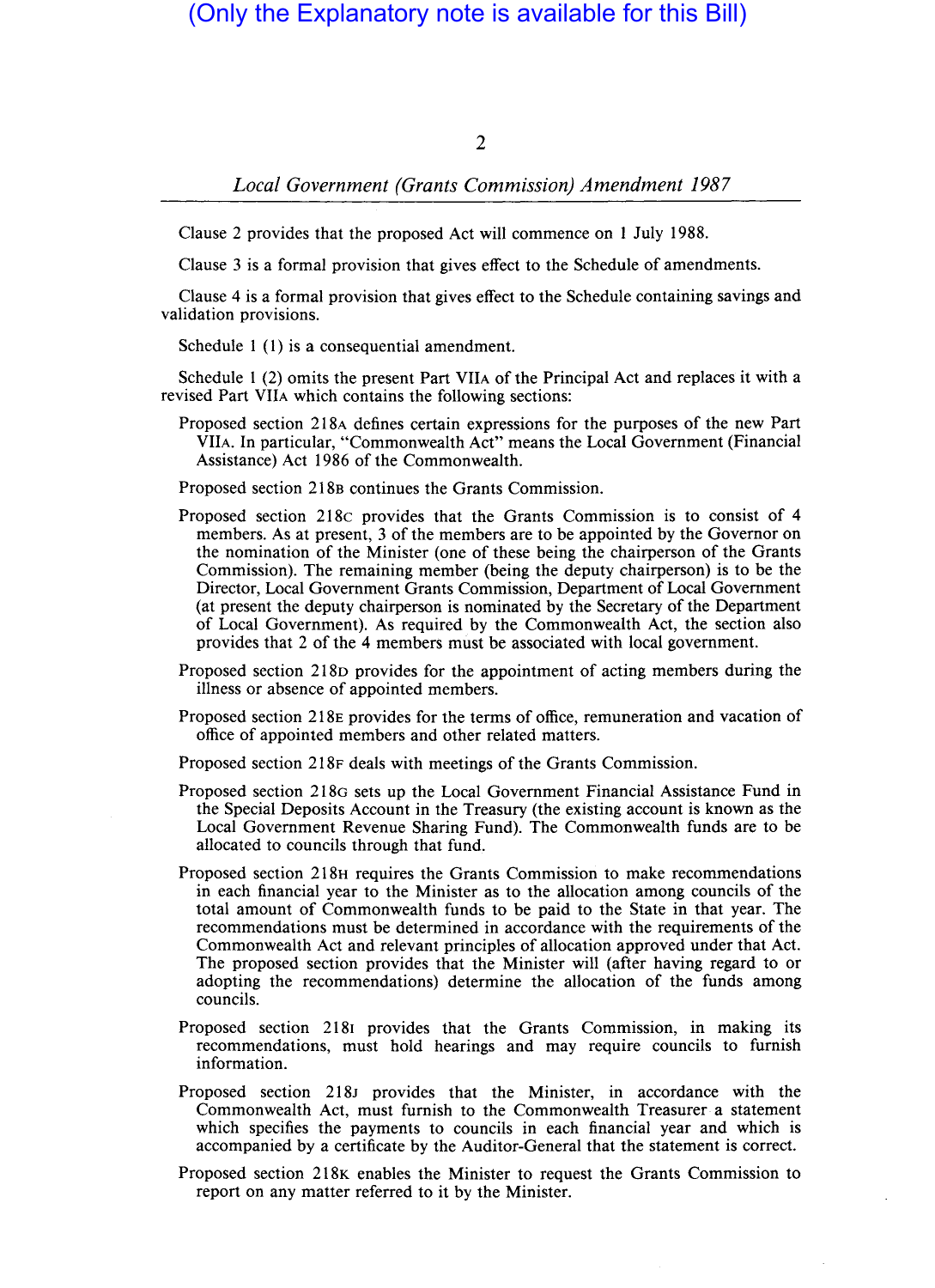Clause 2 provides that the proposed Act will commence on 1 July 1988.

Clause 3 is a formal provision that gives effect to the Schedule of amendments.

Clause 4 is a formal provision that gives effect to the Schedule containing savings and validation provisions.

Schedule 1 (1) is a consequential amendment.

Schedule 1 (2) omits the present Part VIIA of the Principal Act and replaces it with a revised Part VIIA which contains the following sections:

Proposed section 218A defines certain expressions for the purposes of the new Part VIIA. In particular, "Commonwealth Act" means the Local Government (Financial Assistance) Act 1986 of the Commonwealth.

Proposed section 218B continues the Grants Commission.

Proposed section 218C provides that the Grants Commission is to consist of 4 members. As at present, 3 of the members are to be appointed by the Governor on the nomination of the Minister (one of these being the chairperson of the Grants Commission). The remaining member (being the deputy chairperson) is to be the Director, Local Government Grants Commission, Department of Local Government (at present the deputy chairperson is nominated by the Secretary of the Department of Local Government). As required by the Commonwealth Act, the section also provides that 2 of the 4 members must be associated with local government.

Proposed section 218D provides for the appointment of acting members during the illness or absence of appointed members.

Proposed section 218E provides for the terms of office, remuneration and vacation of office of appointed members and other related matters.

Proposed section 218F deals with meetings of the Grants Commission.

Proposed section 218G sets up the Local Government Financial Assistance Fund in the Special Deposits Account in the Treasury (the existing account is known as the Local Government Revenue Sharing Fund). The Commonwealth funds are to be allocated to councils through that fund.

Proposed section 218H requires the Grants Commission to make recommendations in each financial year to the Minister as to the allocation among councils of the total amount of Commonwealth funds to be paid to the State in that year. The recommendations must be determined in accordance with the requirements of the Commonwealth Act and relevant principles of allocation approved under that Act. The proposed section provides that the Minister will (after having regard to or adopting the recommendations) determine the allocation of the funds among councils.

Proposed section 218I provides that the Grants Commission, in making its recommendations, must hold hearings and may require councils to furnish information.

Proposed section 218J provides that the Minister, in accordance with the Commonwealth Act, must furnish to the Commonwealth Treasurer a statement which specifies the payments to councils in each financial year and which is accompanied by a certificate by the Auditor-General that the statement is correct.

Proposed section 218K enables the Minister to request the Grants Commission to report on any matter referred to it by the Minister.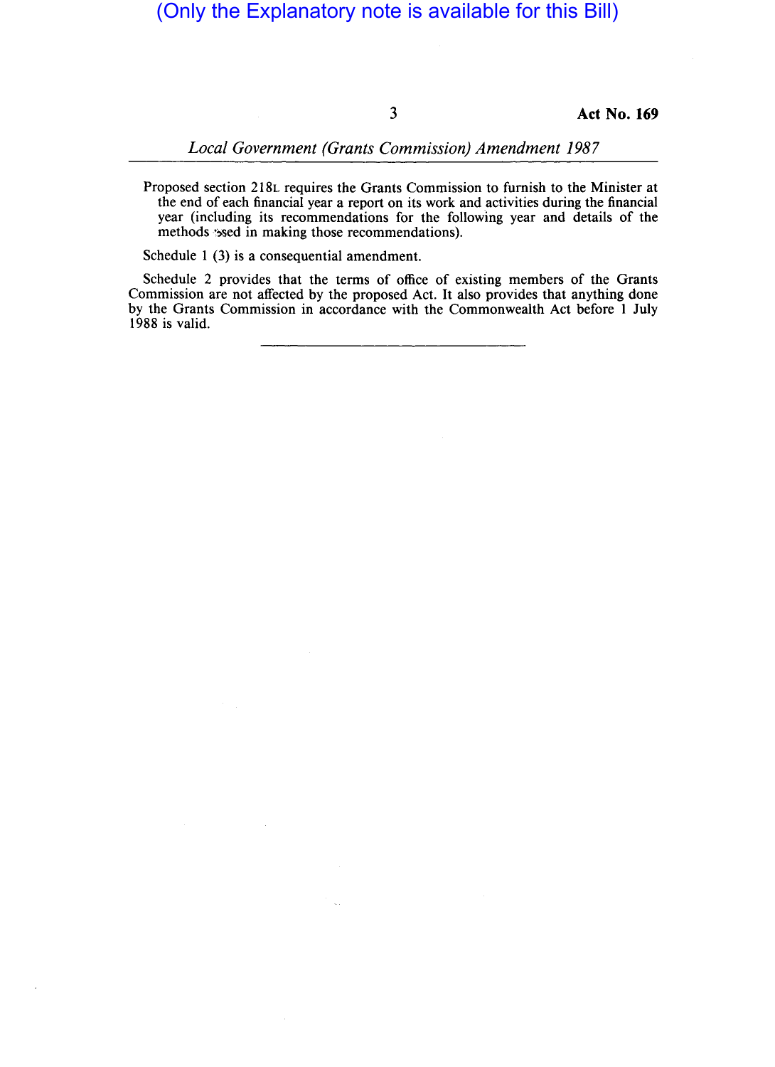Proposed section 218L requires the Grants Commission to furnish to the Minister at the end of each financial year a report on its work and activities during the financial year (including its recommendations for the following year and details of the methods used in making those recommendations).

Schedule 1 (3) is a consequential amendment.

Schedule 2 provides that the terms of office of existing members of the Grants Commission are not affected by the proposed Act. It also provides that anything done by the Grants Commission in accordance with the Commonwealth Act before 1 July 1988 is valid.